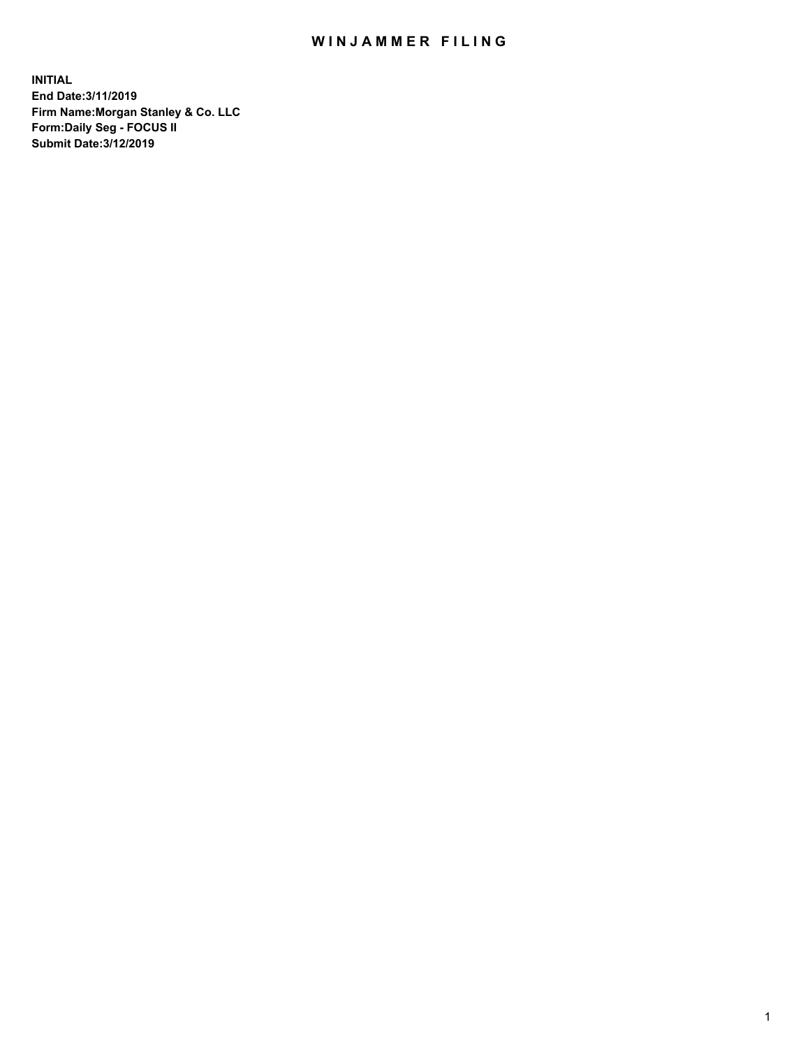# WINJAMMER FILING

**INITIAL**
**End Date:3/11/2019**
**Firm Name:Morgan Stanley & Co. LLC**
**Form:Daily Seg - FOCUS II**
**Submit Date:3/12/2019**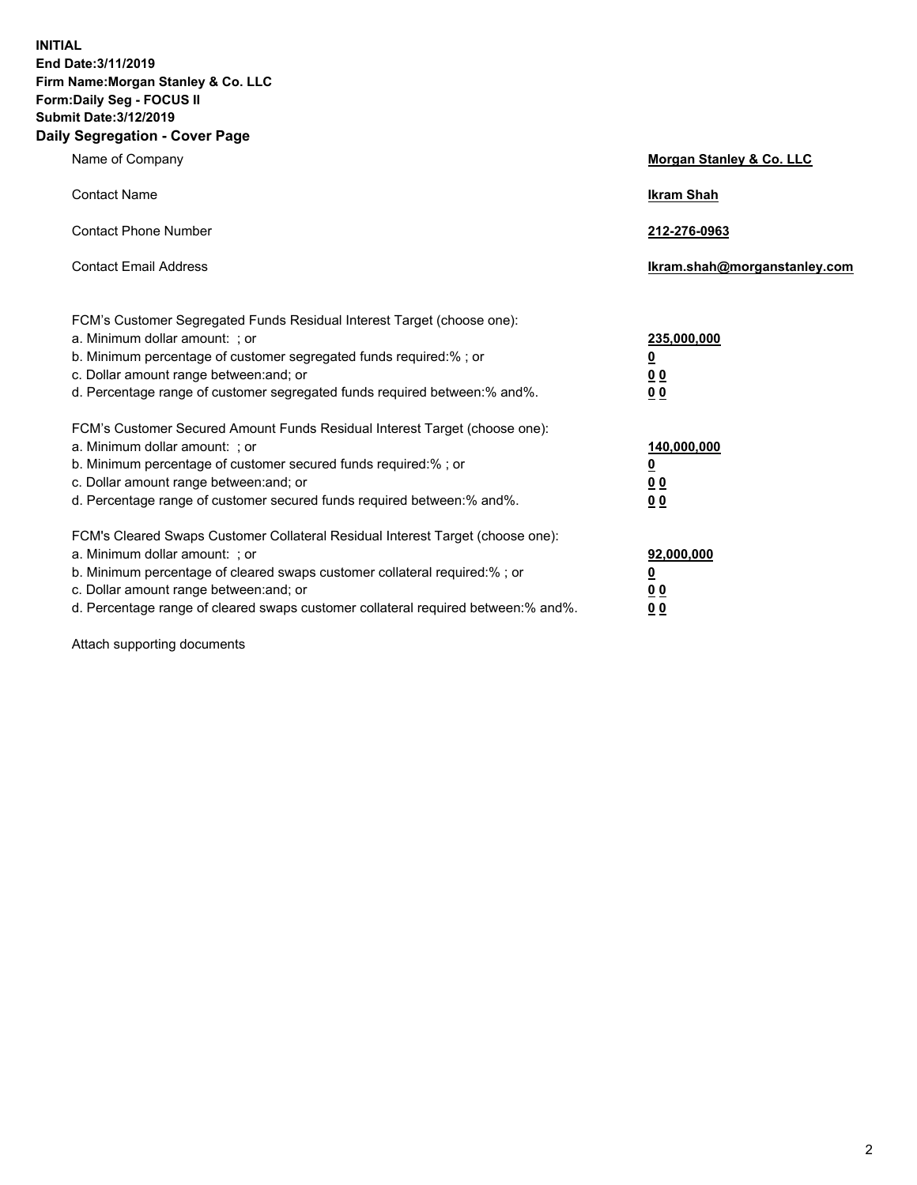**INITIAL**
**End Date:3/11/2019**
**Firm Name:Morgan Stanley & Co. LLC**
**Form:Daily Seg - FOCUS II**
**Submit Date:3/12/2019**
**Daily Segregation - Cover Page**

| | |
|---|---|
| Name of Company | **Morgan Stanley & Co. LLC** |
| Contact Name | **Ikram Shah** |
| Contact Phone Number | **212-276-0963** |
| Contact Email Address | **Ikram.shah@morganstanley.com** |

FCM's Customer Segregated Funds Residual Interest Target (choose one):

| | |
|---|---|
| a. Minimum dollar amount: ; or | **235,000,000** |
| b. Minimum percentage of customer segregated funds required:% ; or | **0** |
| c. Dollar amount range between:and; or | **0 0** |
| d. Percentage range of customer segregated funds required between:% and%. | **0 0** |

FCM's Customer Secured Amount Funds Residual Interest Target (choose one):

| | |
|---|---|
| a. Minimum dollar amount: ; or | **140,000,000** |
| b. Minimum percentage of customer secured funds required:% ; or | **0** |
| c. Dollar amount range between:and; or | **0 0** |
| d. Percentage range of customer secured funds required between:% and%. | **0 0** |

FCM's Cleared Swaps Customer Collateral Residual Interest Target (choose one):

| | |
|---|---|
| a. Minimum dollar amount: ; or | **92,000,000** |
| b. Minimum percentage of cleared swaps customer collateral required:% ; or | **0** |
| c. Dollar amount range between:and; or | **0 0** |
| d. Percentage range of cleared swaps customer collateral required between:% and%. | **0 0** |

Attach supporting documents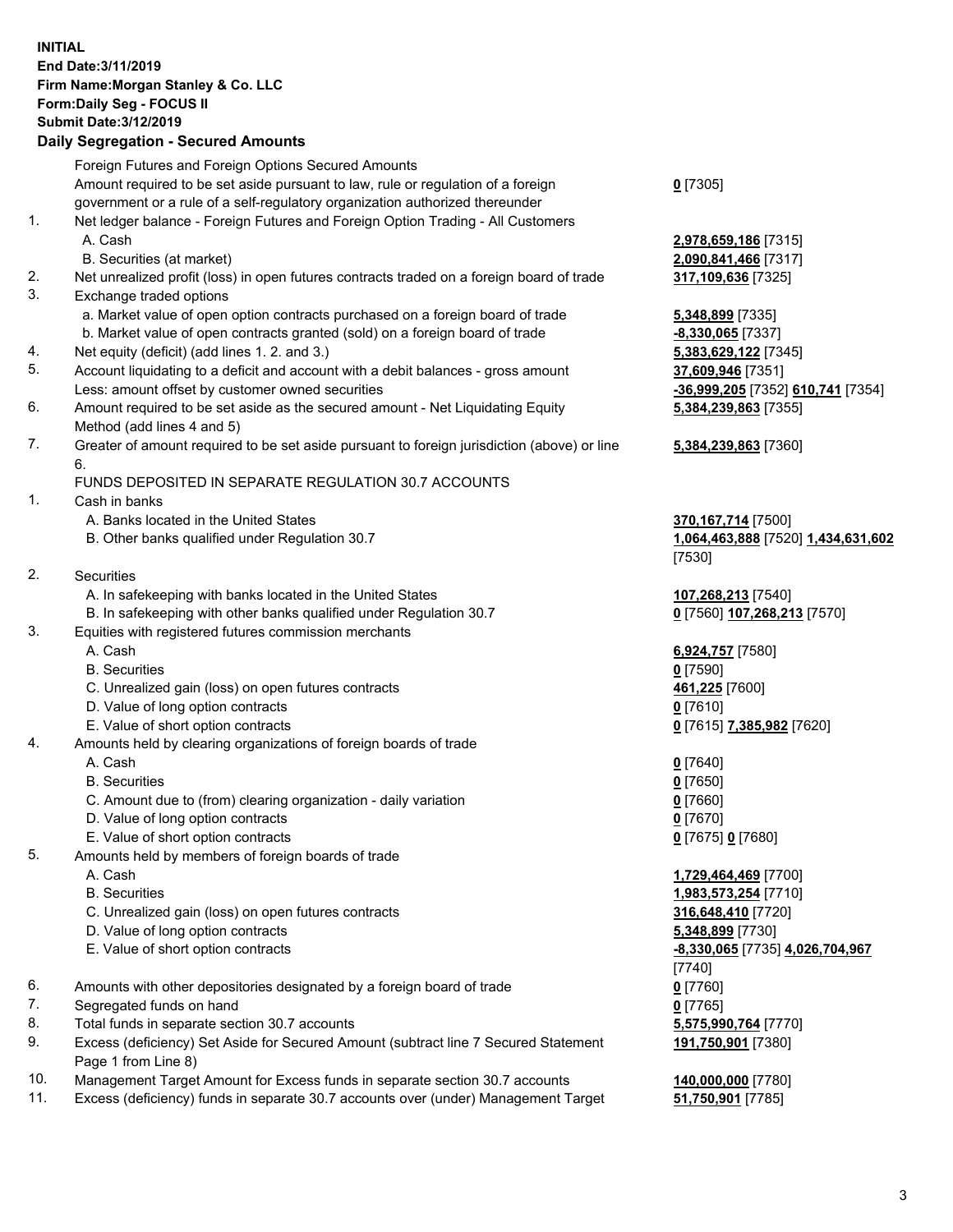**INITIAL**
**End Date:3/11/2019**
**Firm Name:Morgan Stanley & Co. LLC**
**Form:Daily Seg - FOCUS II**
**Submit Date:3/12/2019**
**Daily Segregation - Secured Amounts**

| | | |
|---|---|---|
| | Foreign Futures and Foreign Options Secured Amounts | |
| | Amount required to be set aside pursuant to law, rule or regulation of a foreign government or a rule of a self-regulatory organization authorized thereunder | **0** [7305] |
| 1. | Net ledger balance - Foreign Futures and Foreign Option Trading - All Customers | |
| | A. Cash | **2,978,659,186** [7315] |
| | B. Securities (at market) | **2,090,841,466** [7317] |
| 2. | Net unrealized profit (loss) in open futures contracts traded on a foreign board of trade | **317,109,636** [7325] |
| 3. | Exchange traded options | |
| | a. Market value of open option contracts purchased on a foreign board of trade | **5,348,899** [7335] |
| | b. Market value of open contracts granted (sold) on a foreign board of trade | **-8,330,065** [7337] |
| 4. | Net equity (deficit) (add lines 1. 2. and 3.) | **5,383,629,122** [7345] |
| 5. | Account liquidating to a deficit and account with a debit balances - gross amount | **37,609,946** [7351] |
| | Less: amount offset by customer owned securities | **-36,999,205** [7352] **610,741** [7354] |
| 6. | Amount required to be set aside as the secured amount - Net Liquidating Equity Method (add lines 4 and 5) | **5,384,239,863** [7355] |
| 7. | Greater of amount required to be set aside pursuant to foreign jurisdiction (above) or line 6. | **5,384,239,863** [7360] |
| | FUNDS DEPOSITED IN SEPARATE REGULATION 30.7 ACCOUNTS | |
| 1. | Cash in banks | |
| | A. Banks located in the United States | **370,167,714** [7500] |
| | B. Other banks qualified under Regulation 30.7 | **1,064,463,888** [7520] **1,434,631,602** [7530] |
| 2. | Securities | |
| | A. In safekeeping with banks located in the United States | **107,268,213** [7540] |
| | B. In safekeeping with other banks qualified under Regulation 30.7 | **0** [7560] **107,268,213** [7570] |
| 3. | Equities with registered futures commission merchants | |
| | A. Cash | **6,924,757** [7580] |
| | B. Securities | **0** [7590] |
| | C. Unrealized gain (loss) on open futures contracts | **461,225** [7600] |
| | D. Value of long option contracts | **0** [7610] |
| | E. Value of short option contracts | **0** [7615] **7,385,982** [7620] |
| 4. | Amounts held by clearing organizations of foreign boards of trade | |
| | A. Cash | **0** [7640] |
| | B. Securities | **0** [7650] |
| | C. Amount due to (from) clearing organization - daily variation | **0** [7660] |
| | D. Value of long option contracts | **0** [7670] |
| | E. Value of short option contracts | **0** [7675] **0** [7680] |
| 5. | Amounts held by members of foreign boards of trade | |
| | A. Cash | **1,729,464,469** [7700] |
| | B. Securities | **1,983,573,254** [7710] |
| | C. Unrealized gain (loss) on open futures contracts | **316,648,410** [7720] |
| | D. Value of long option contracts | **5,348,899** [7730] |
| | E. Value of short option contracts | **-8,330,065** [7735] **4,026,704,967** [7740] |
| 6. | Amounts with other depositories designated by a foreign board of trade | **0** [7760] |
| 7. | Segregated funds on hand | **0** [7765] |
| 8. | Total funds in separate section 30.7 accounts | **5,575,990,764** [7770] |
| 9. | Excess (deficiency) Set Aside for Secured Amount (subtract line 7 Secured Statement Page 1 from Line 8) | **191,750,901** [7380] |
| 10. | Management Target Amount for Excess funds in separate section 30.7 accounts | **140,000,000** [7780] |
| 11. | Excess (deficiency) funds in separate 30.7 accounts over (under) Management Target | **51,750,901** [7785] |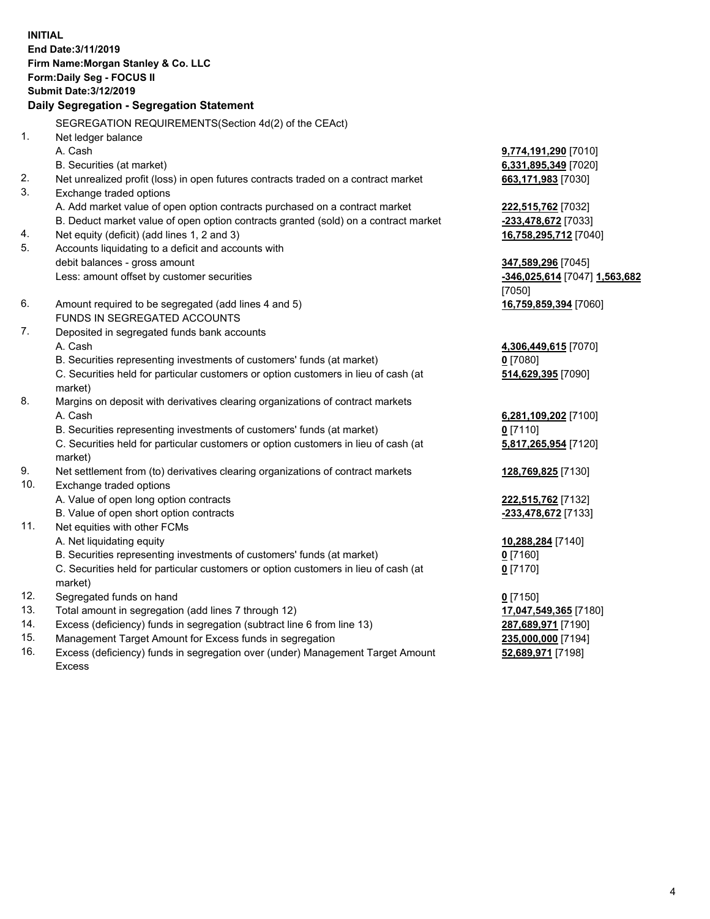**INITIAL**
**End Date:3/11/2019**
**Firm Name:Morgan Stanley & Co. LLC**
**Form:Daily Seg - FOCUS II**
**Submit Date:3/12/2019**

**Daily Segregation - Segregation Statement**

SEGREGATION REQUIREMENTS(Section 4d(2) of the CEAct)

| | | |
|---|---|---|
| 1. | Net ledger balance | |
| | A. Cash | **9,774,191,290** [7010] |
| | B. Securities (at market) | **6,331,895,349** [7020] |
| 2. | Net unrealized profit (loss) in open futures contracts traded on a contract market | **663,171,983** [7030] |
| 3. | Exchange traded options | |
| | A. Add market value of open option contracts purchased on a contract market | **222,515,762** [7032] |
| | B. Deduct market value of open option contracts granted (sold) on a contract market | **-233,478,672** [7033] |
| 4. | Net equity (deficit) (add lines 1, 2 and 3) | **16,758,295,712** [7040] |
| 5. | Accounts liquidating to a deficit and accounts with debit balances - gross amount | **347,589,296** [7045] |
| | Less: amount offset by customer securities | **-346,025,614** [7047] **1,563,682** [7050] |
| 6. | Amount required to be segregated (add lines 4 and 5) | **16,759,859,394** [7060] |
| | FUNDS IN SEGREGATED ACCOUNTS | |
| 7. | Deposited in segregated funds bank accounts | |
| | A. Cash | **4,306,449,615** [7070] |
| | B. Securities representing investments of customers' funds (at market) | **0** [7080] |
| | C. Securities held for particular customers or option customers in lieu of cash (at market) | **514,629,395** [7090] |
| 8. | Margins on deposit with derivatives clearing organizations of contract markets | |
| | A. Cash | **6,281,109,202** [7100] |
| | B. Securities representing investments of customers' funds (at market) | **0** [7110] |
| | C. Securities held for particular customers or option customers in lieu of cash (at market) | **5,817,265,954** [7120] |
| 9. | Net settlement from (to) derivatives clearing organizations of contract markets | **128,769,825** [7130] |
| 10. | Exchange traded options | |
| | A. Value of open long option contracts | **222,515,762** [7132] |
| | B. Value of open short option contracts | **-233,478,672** [7133] |
| 11. | Net equities with other FCMs | |
| | A. Net liquidating equity | **10,288,284** [7140] |
| | B. Securities representing investments of customers' funds (at market) | **0** [7160] |
| | C. Securities held for particular customers or option customers in lieu of cash (at market) | **0** [7170] |
| 12. | Segregated funds on hand | **0** [7150] |
| 13. | Total amount in segregation (add lines 7 through 12) | **17,047,549,365** [7180] |
| 14. | Excess (deficiency) funds in segregation (subtract line 6 from line 13) | **287,689,971** [7190] |
| 15. | Management Target Amount for Excess funds in segregation | **235,000,000** [7194] |
| 16. | Excess (deficiency) funds in segregation over (under) Management Target Amount Excess | **52,689,971** [7198] |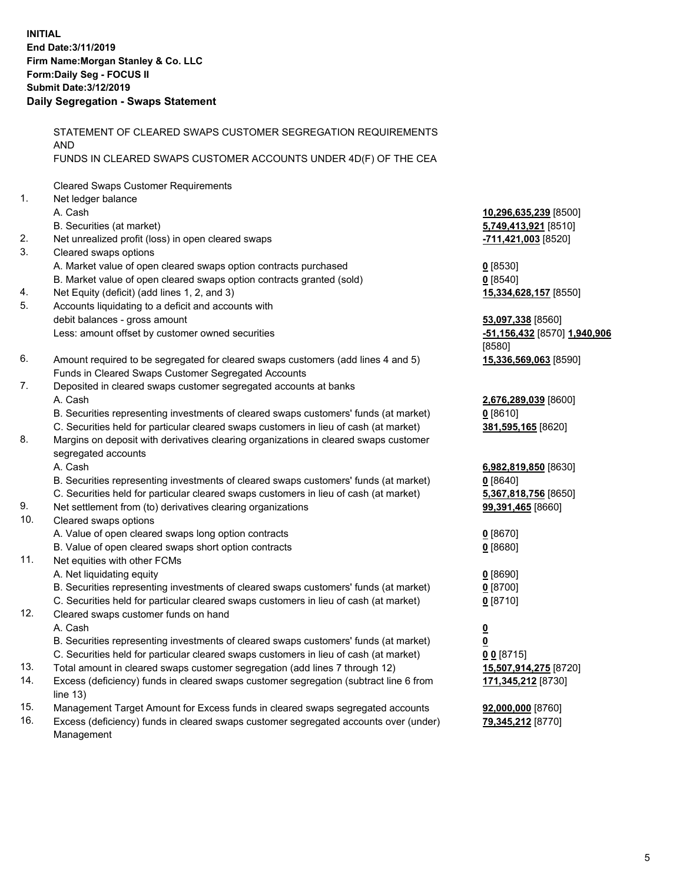**INITIAL**
**End Date:3/11/2019**
**Firm Name:Morgan Stanley & Co. LLC**
**Form:Daily Seg - FOCUS II**
**Submit Date:3/12/2019**
**Daily Segregation - Swaps Statement**

STATEMENT OF CLEARED SWAPS CUSTOMER SEGREGATION REQUIREMENTS AND FUNDS IN CLEARED SWAPS CUSTOMER ACCOUNTS UNDER 4D(F) OF THE CEA

| | | |
|---|---|---|
| | Cleared Swaps Customer Requirements | |
| 1. | Net ledger balance | |
| | A. Cash | **10,296,635,239** [8500] |
| | B. Securities (at market) | **5,749,413,921** [8510] |
| 2. | Net unrealized profit (loss) in open cleared swaps | **-711,421,003** [8520] |
| 3. | Cleared swaps options | |
| | A. Market value of open cleared swaps option contracts purchased | **0** [8530] |
| | B. Market value of open cleared swaps option contracts granted (sold) | **0** [8540] |
| 4. | Net Equity (deficit) (add lines 1, 2, and 3) | **15,334,628,157** [8550] |
| 5. | Accounts liquidating to a deficit and accounts with debit balances - gross amount | **53,097,338** [8560] |
| | Less: amount offset by customer owned securities | **-51,156,432** [8570] **1,940,906** [8580] |
| 6. | Amount required to be segregated for cleared swaps customers (add lines 4 and 5) | **15,336,569,063** [8590] |
| | Funds in Cleared Swaps Customer Segregated Accounts | |
| 7. | Deposited in cleared swaps customer segregated accounts at banks | |
| | A. Cash | **2,676,289,039** [8600] |
| | B. Securities representing investments of cleared swaps customers' funds (at market) | **0** [8610] |
| | C. Securities held for particular cleared swaps customers in lieu of cash (at market) | **381,595,165** [8620] |
| 8. | Margins on deposit with derivatives clearing organizations in cleared swaps customer segregated accounts | |
| | A. Cash | **6,982,819,850** [8630] |
| | B. Securities representing investments of cleared swaps customers' funds (at market) | **0** [8640] |
| | C. Securities held for particular cleared swaps customers in lieu of cash (at market) | **5,367,818,756** [8650] |
| 9. | Net settlement from (to) derivatives clearing organizations | **99,391,465** [8660] |
| 10. | Cleared swaps options | |
| | A. Value of open cleared swaps long option contracts | **0** [8670] |
| | B. Value of open cleared swaps short option contracts | **0** [8680] |
| 11. | Net equities with other FCMs | |
| | A. Net liquidating equity | **0** [8690] |
| | B. Securities representing investments of cleared swaps customers' funds (at market) | **0** [8700] |
| | C. Securities held for particular cleared swaps customers in lieu of cash (at market) | **0** [8710] |
| 12. | Cleared swaps customer funds on hand | |
| | A. Cash | **0** |
| | B. Securities representing investments of cleared swaps customers' funds (at market) | **0** |
| | C. Securities held for particular cleared swaps customers in lieu of cash (at market) | **0** **0** [8715] |
| 13. | Total amount in cleared swaps customer segregation (add lines 7 through 12) | **15,507,914,275** [8720] |
| 14. | Excess (deficiency) funds in cleared swaps customer segregation (subtract line 6 from line 13) | **171,345,212** [8730] |
| 15. | Management Target Amount for Excess funds in cleared swaps segregated accounts | **92,000,000** [8760] |
| 16. | Excess (deficiency) funds in cleared swaps customer segregated accounts over (under) Management | **79,345,212** [8770] |